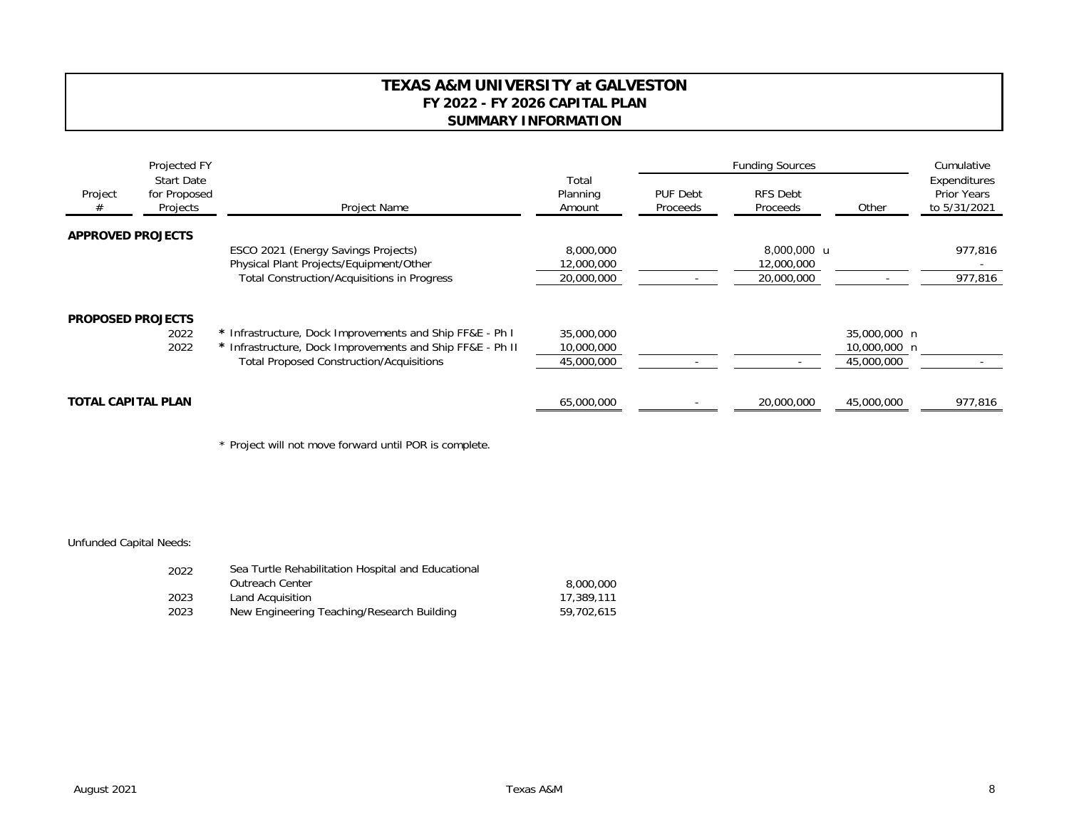# TEXAS A&M UNIVERSITY at GALVESTON
## FY 2022 - FY 2026 CAPITAL PLAN
## SUMMARY INFORMATION

| Project # | Projected FY Start Date for Proposed Projects | Project Name | Total Planning Amount | Funding Sources: PUF Debt Proceeds | Funding Sources: RFS Debt Proceeds | Funding Sources: Other | Cumulative Expenditures Prior Years to 5/31/2021 |
|---|---|---|---|---|---|---|---|
| **APPROVED PROJECTS** | | | | | | | |
| | | ESCO 2021 (Energy Savings Projects) | 8,000,000 | | 8,000,000 u | | 977,816 |
| | | Physical Plant Projects/Equipment/Other | 12,000,000 | | 12,000,000 | | - |
| | | Total Construction/Acquisitions in Progress | 20,000,000 | - | 20,000,000 | - | 977,816 |
| **PROPOSED PROJECTS** | | | | | | | |
| | 2022 | * Infrastructure, Dock Improvements and Ship FF&E - Ph I | 35,000,000 | | | 35,000,000 n | |
| | 2022 | * Infrastructure, Dock Improvements and Ship FF&E - Ph II | 10,000,000 | | | 10,000,000 n | |
| | | Total Proposed Construction/Acquisitions | 45,000,000 | - | - | 45,000,000 | - |
| **TOTAL CAPITAL PLAN** | | | 65,000,000 | - | 20,000,000 | 45,000,000 | 977,816 |

* Project will not move forward until POR is complete.

Unfunded Capital Needs:

| Year | Project | Amount |
|---|---|---|
| 2022 | Sea Turtle Rehabilitation Hospital and Educational Outreach Center | 8,000,000 |
| 2023 | Land Acquisition | 17,389,111 |
| 2023 | New Engineering Teaching/Research Building | 59,702,615 |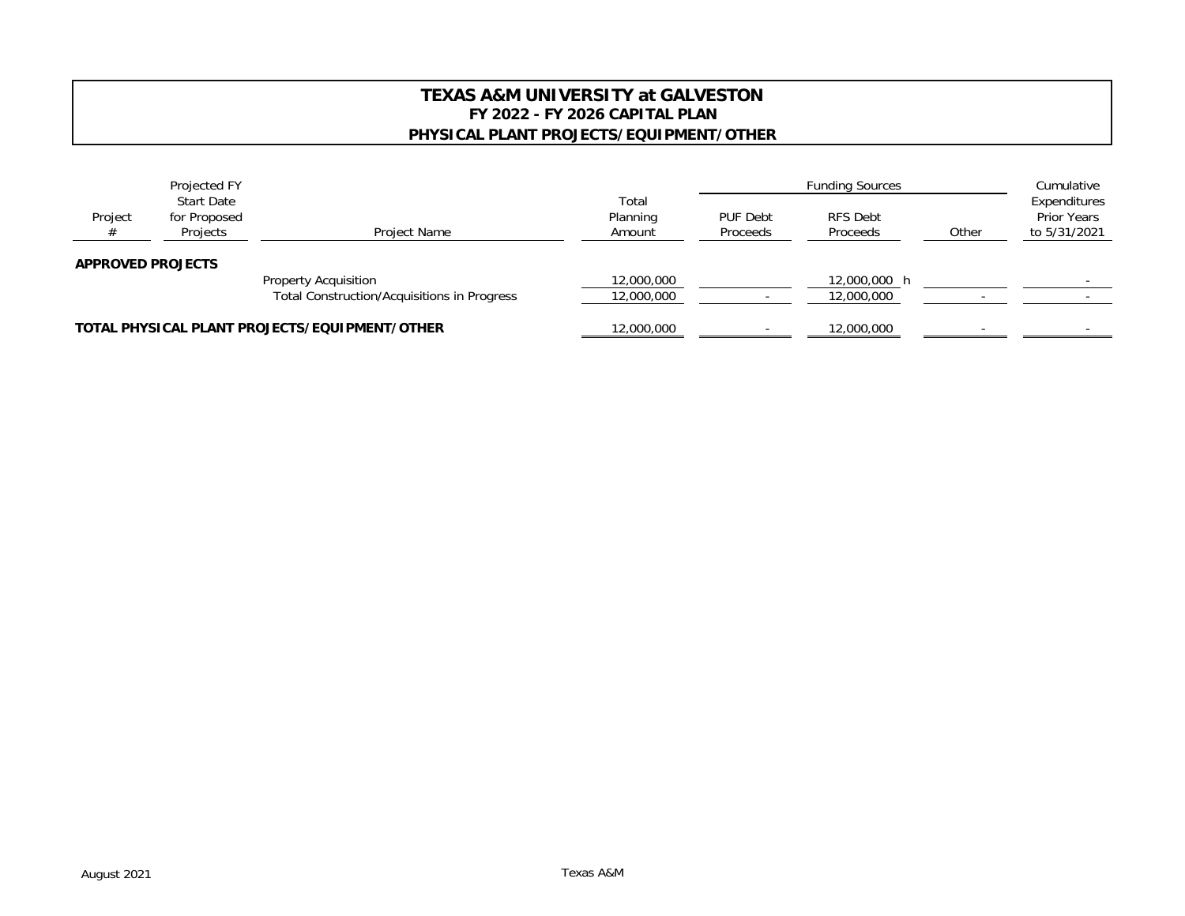# TEXAS A&M UNIVERSITY at GALVESTON
## FY 2022 - FY 2026 CAPITAL PLAN
## PHYSICAL PLANT PROJECTS/EQUIPMENT/OTHER

| Project # | Projected FY Start Date for Proposed Projects | Project Name | Total Planning Amount | Funding Sources: PUF Debt Proceeds | Funding Sources: RFS Debt Proceeds | Funding Sources: Other | Cumulative Expenditures Prior Years to 5/31/2021 |
|---|---|---|---|---|---|---|---|
| **APPROVED PROJECTS** | | | | | | | |
| | | Property Acquisition | 12,000,000 | | 12,000,000 h | | - |
| | | Total Construction/Acquisitions in Progress | 12,000,000 | - | 12,000,000 | - | - |
| **TOTAL PHYSICAL PLANT PROJECTS/EQUIPMENT/OTHER** | | | 12,000,000 | - | 12,000,000 | - | - |

August 2021

Texas A&M